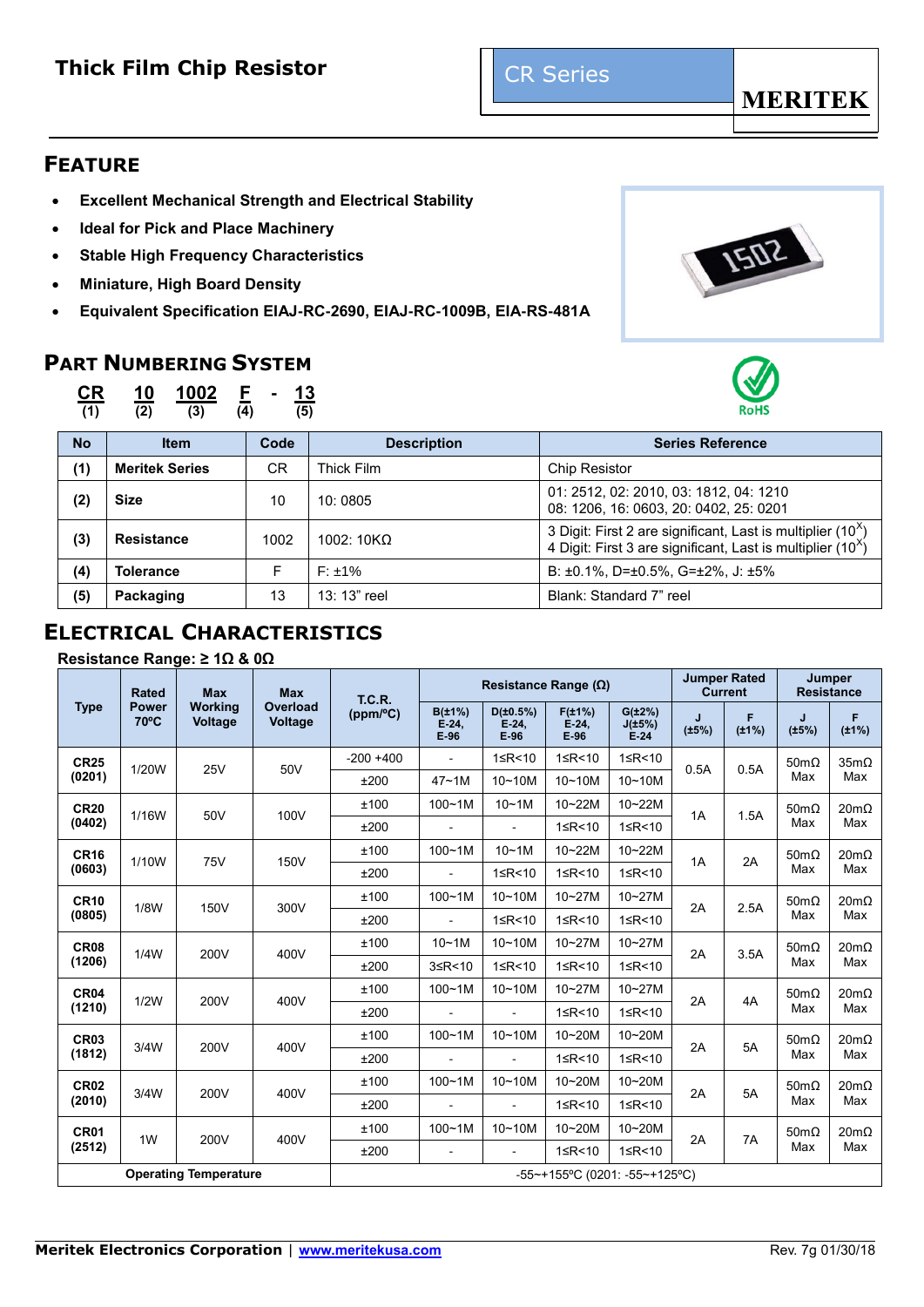# Thick Film Chip Resistor

CR Series

MERITEK

## FEATURE

- Excellent Mechanical Strength and Electrical Stability
- Ideal for Pick and Place Machinery
- Stable High Frequency Characteristics
- Miniature, High Board Density
- Equivalent Specification EIAJ-RC-2690, EIAJ-RC-1009B, EIA-RS-481A

## PART NUMBERING SYSTEM

CR (1) 10 (2) 1002 (3) F (4) - 13 (5)

RoHS

| No | Item | Code | Description | Series Reference |
|---|---|---|---|---|
| (1) | Meritek Series | CR | Thick Film | Chip Resistor |
| (2) | Size | 10 | 10: 0805 | 01: 2512, 02: 2010, 03: 1812, 04: 1210<br>08: 1206, 16: 0603, 20: 0402, 25: 0201 |
| (3) | Resistance | 1002 | 1002: 10KΩ | 3 Digit: First 2 are significant, Last is multiplier ($10^X$)<br>4 Digit: First 3 are significant, Last is multiplier ($10^X$) |
| (4) | Tolerance | F | F: ±1% | B: ±0.1%, D=±0.5%, G=±2%, J: ±5% |
| (5) | Packaging | 13 | 13: 13" reel | Blank: Standard 7" reel |

## ELECTRICAL CHARACTERISTICS

**Resistance Range: ≥ 1Ω & 0Ω**

| Type | Rated Power 70ºC | Max Working Voltage | Max Overload Voltage | T.C.R. (ppm/ºC) | Resistance Range (Ω) | | | | Jumper Rated Current | | Jumper Resistance | |
|---|---|---|---|---|---|---|---|---|---|---|---|---|
| | | | | | B(±1%) E-24, E-96 | D(±0.5%) E-24, E-96 | F(±1%) E-24, E-96 | G(±2%) J(±5%) E-24 | J (±5%) | F (±1%) | J (±5%) | F (±1%) |
| CR25 (0201) | 1/20W | 25V | 50V | -200 +400 | - | 1≤R<10 | 1≤R<10 | 1≤R<10 | 0.5A | 0.5A | 50mΩ Max | 35mΩ Max |
| | | | | ±200 | 47~1M | 10~10M | 10~10M | 10~10M | | | | |
| CR20 (0402) | 1/16W | 50V | 100V | ±100 | 100~1M | 10~1M | 10~22M | 10~22M | 1A | 1.5A | 50mΩ Max | 20mΩ Max |
| | | | | ±200 | - | - | 1≤R<10 | 1≤R<10 | | | | |
| CR16 (0603) | 1/10W | 75V | 150V | ±100 | 100~1M | 10~1M | 10~22M | 10~22M | 1A | 2A | 50mΩ Max | 20mΩ Max |
| | | | | ±200 | - | 1≤R<10 | 1≤R<10 | 1≤R<10 | | | | |
| CR10 (0805) | 1/8W | 150V | 300V | ±100 | 100~1M | 10~10M | 10~27M | 10~27M | 2A | 2.5A | 50mΩ Max | 20mΩ Max |
| | | | | ±200 | - | 1≤R<10 | 1≤R<10 | 1≤R<10 | | | | |
| CR08 (1206) | 1/4W | 200V | 400V | ±100 | 10~1M | 10~10M | 10~27M | 10~27M | 2A | 3.5A | 50mΩ Max | 20mΩ Max |
| | | | | ±200 | 3≤R<10 | 1≤R<10 | 1≤R<10 | 1≤R<10 | | | | |
| CR04 (1210) | 1/2W | 200V | 400V | ±100 | 100~1M | 10~10M | 10~27M | 10~27M | 2A | 4A | 50mΩ Max | 20mΩ Max |
| | | | | ±200 | - | - | 1≤R<10 | 1≤R<10 | | | | |
| CR03 (1812) | 3/4W | 200V | 400V | ±100 | 100~1M | 10~10M | 10~20M | 10~20M | 2A | 5A | 50mΩ Max | 20mΩ Max |
| | | | | ±200 | - | - | 1≤R<10 | 1≤R<10 | | | | |
| CR02 (2010) | 3/4W | 200V | 400V | ±100 | 100~1M | 10~10M | 10~20M | 10~20M | 2A | 5A | 50mΩ Max | 20mΩ Max |
| | | | | ±200 | - | - | 1≤R<10 | 1≤R<10 | | | | |
| CR01 (2512) | 1W | 200V | 400V | ±100 | 100~1M | 10~10M | 10~20M | 10~20M | 2A | 7A | 50mΩ Max | 20mΩ Max |
| | | | | ±200 | - | - | 1≤R<10 | 1≤R<10 | | | | |
| Operating Temperature | | | | -55~+155ºC (0201: -55~+125ºC) | | | | | | | | |

Meritek Electronics Corporation | www.meritekusa.com  Rev. 7g 01/30/18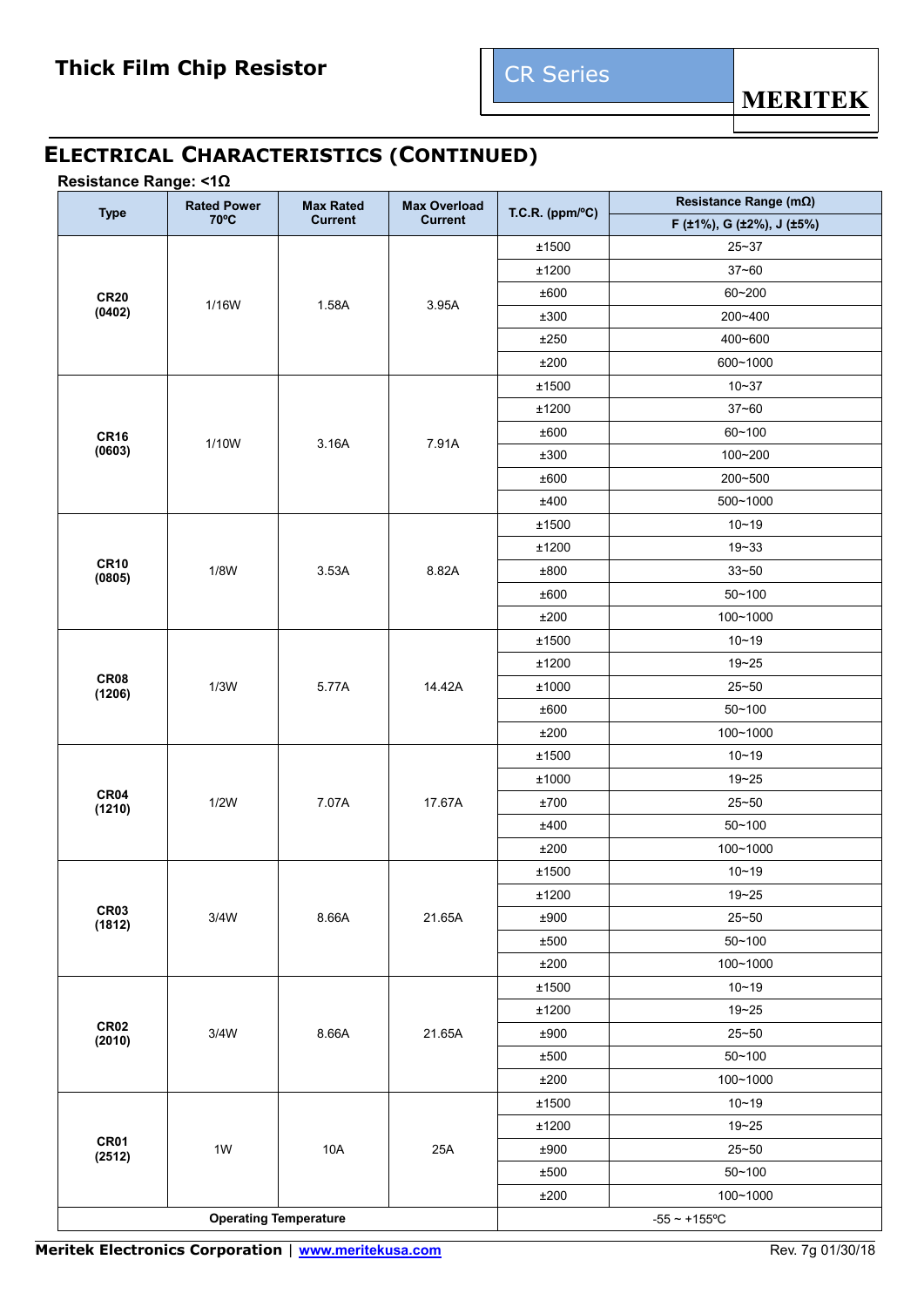## ELECTRICAL CHARACTERISTICS (CONTINUED)

**Resistance Range: <1Ω**

| Type | Rated Power 70ºC | Max Rated Current | Max Overload Current | T.C.R. (ppm/ºC) | Resistance Range (mΩ) |
|---|---|---|---|---|---|
| | | | | | F (±1%), G (±2%), J (±5%) |
| **CR20 (0402)** | 1/16W | 1.58A | 3.95A | ±1500 | 25~37 |
| | | | | ±1200 | 37~60 |
| | | | | ±600 | 60~200 |
| | | | | ±300 | 200~400 |
| | | | | ±250 | 400~600 |
| | | | | ±200 | 600~1000 |
| **CR16 (0603)** | 1/10W | 3.16A | 7.91A | ±1500 | 10~37 |
| | | | | ±1200 | 37~60 |
| | | | | ±600 | 60~100 |
| | | | | ±300 | 100~200 |
| | | | | ±600 | 200~500 |
| | | | | ±400 | 500~1000 |
| **CR10 (0805)** | 1/8W | 3.53A | 8.82A | ±1500 | 10~19 |
| | | | | ±1200 | 19~33 |
| | | | | ±800 | 33~50 |
| | | | | ±600 | 50~100 |
| | | | | ±200 | 100~1000 |
| **CR08 (1206)** | 1/3W | 5.77A | 14.42A | ±1500 | 10~19 |
| | | | | ±1200 | 19~25 |
| | | | | ±1000 | 25~50 |
| | | | | ±600 | 50~100 |
| | | | | ±200 | 100~1000 |
| **CR04 (1210)** | 1/2W | 7.07A | 17.67A | ±1500 | 10~19 |
| | | | | ±1000 | 19~25 |
| | | | | ±700 | 25~50 |
| | | | | ±400 | 50~100 |
| | | | | ±200 | 100~1000 |
| **CR03 (1812)** | 3/4W | 8.66A | 21.65A | ±1500 | 10~19 |
| | | | | ±1200 | 19~25 |
| | | | | ±900 | 25~50 |
| | | | | ±500 | 50~100 |
| | | | | ±200 | 100~1000 |
| **CR02 (2010)** | 3/4W | 8.66A | 21.65A | ±1500 | 10~19 |
| | | | | ±1200 | 19~25 |
| | | | | ±900 | 25~50 |
| | | | | ±500 | 50~100 |
| | | | | ±200 | 100~1000 |
| **CR01 (2512)** | 1W | 10A | 25A | ±1500 | 10~19 |
| | | | | ±1200 | 19~25 |
| | | | | ±900 | 25~50 |
| | | | | ±500 | 50~100 |
| | | | | ±200 | 100~1000 |
| **Operating Temperature** | | | | -55 ~ +155ºC | |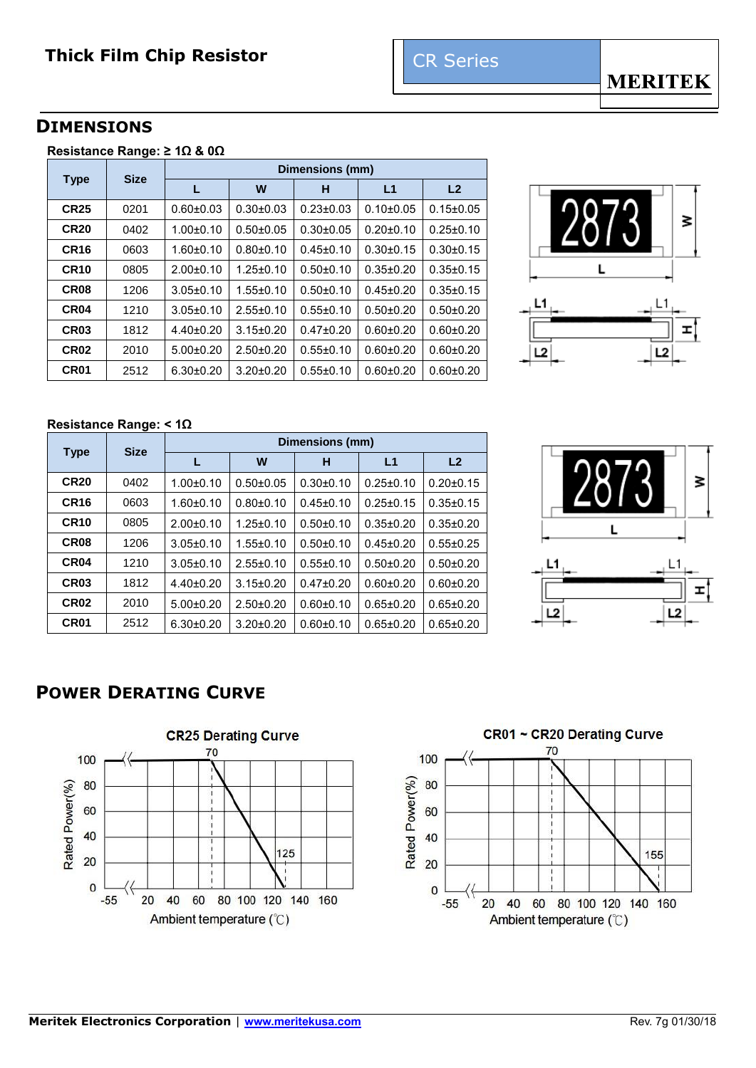## DIMENSIONS

**Resistance Range: ≥ 1Ω & 0Ω**

| Type | Size | Dimensions (mm) | | | | |
|---|---|---|---|---|---|---|
| | | L | W | H | L1 | L2 |
| **CR25** | 0201 | 0.60±0.03 | 0.30±0.03 | 0.23±0.03 | 0.10±0.05 | 0.15±0.05 |
| **CR20** | 0402 | 1.00±0.10 | 0.50±0.05 | 0.30±0.05 | 0.20±0.10 | 0.25±0.10 |
| **CR16** | 0603 | 1.60±0.10 | 0.80±0.10 | 0.45±0.10 | 0.30±0.15 | 0.30±0.15 |
| **CR10** | 0805 | 2.00±0.10 | 1.25±0.10 | 0.50±0.10 | 0.35±0.20 | 0.35±0.15 |
| **CR08** | 1206 | 3.05±0.10 | 1.55±0.10 | 0.50±0.10 | 0.45±0.20 | 0.35±0.15 |
| **CR04** | 1210 | 3.05±0.10 | 2.55±0.10 | 0.55±0.10 | 0.50±0.20 | 0.50±0.20 |
| **CR03** | 1812 | 4.40±0.20 | 3.15±0.20 | 0.47±0.20 | 0.60±0.20 | 0.60±0.20 |
| **CR02** | 2010 | 5.00±0.20 | 2.50±0.20 | 0.55±0.10 | 0.60±0.20 | 0.60±0.20 |
| **CR01** | 2512 | 6.30±0.20 | 3.20±0.20 | 0.55±0.10 | 0.60±0.20 | 0.60±0.20 |

**Resistance Range: < 1Ω**

| Type | Size | Dimensions (mm) | | | | |
|---|---|---|---|---|---|---|
| | | L | W | H | L1 | L2 |
| **CR20** | 0402 | 1.00±0.10 | 0.50±0.05 | 0.30±0.10 | 0.25±0.10 | 0.20±0.15 |
| **CR16** | 0603 | 1.60±0.10 | 0.80±0.10 | 0.45±0.10 | 0.25±0.15 | 0.35±0.15 |
| **CR10** | 0805 | 2.00±0.10 | 1.25±0.10 | 0.50±0.10 | 0.35±0.20 | 0.35±0.20 |
| **CR08** | 1206 | 3.05±0.10 | 1.55±0.10 | 0.50±0.10 | 0.45±0.20 | 0.55±0.25 |
| **CR04** | 1210 | 3.05±0.10 | 2.55±0.10 | 0.55±0.10 | 0.50±0.20 | 0.50±0.20 |
| **CR03** | 1812 | 4.40±0.20 | 3.15±0.20 | 0.47±0.20 | 0.60±0.20 | 0.60±0.20 |
| **CR02** | 2010 | 5.00±0.20 | 2.50±0.20 | 0.60±0.10 | 0.65±0.20 | 0.65±0.20 |
| **CR01** | 2512 | 6.30±0.20 | 3.20±0.20 | 0.60±0.10 | 0.65±0.20 | 0.65±0.20 |

## POWER DERATING CURVE

**CR25 Derating Curve**

**CR01 ~ CR20 Derating Curve**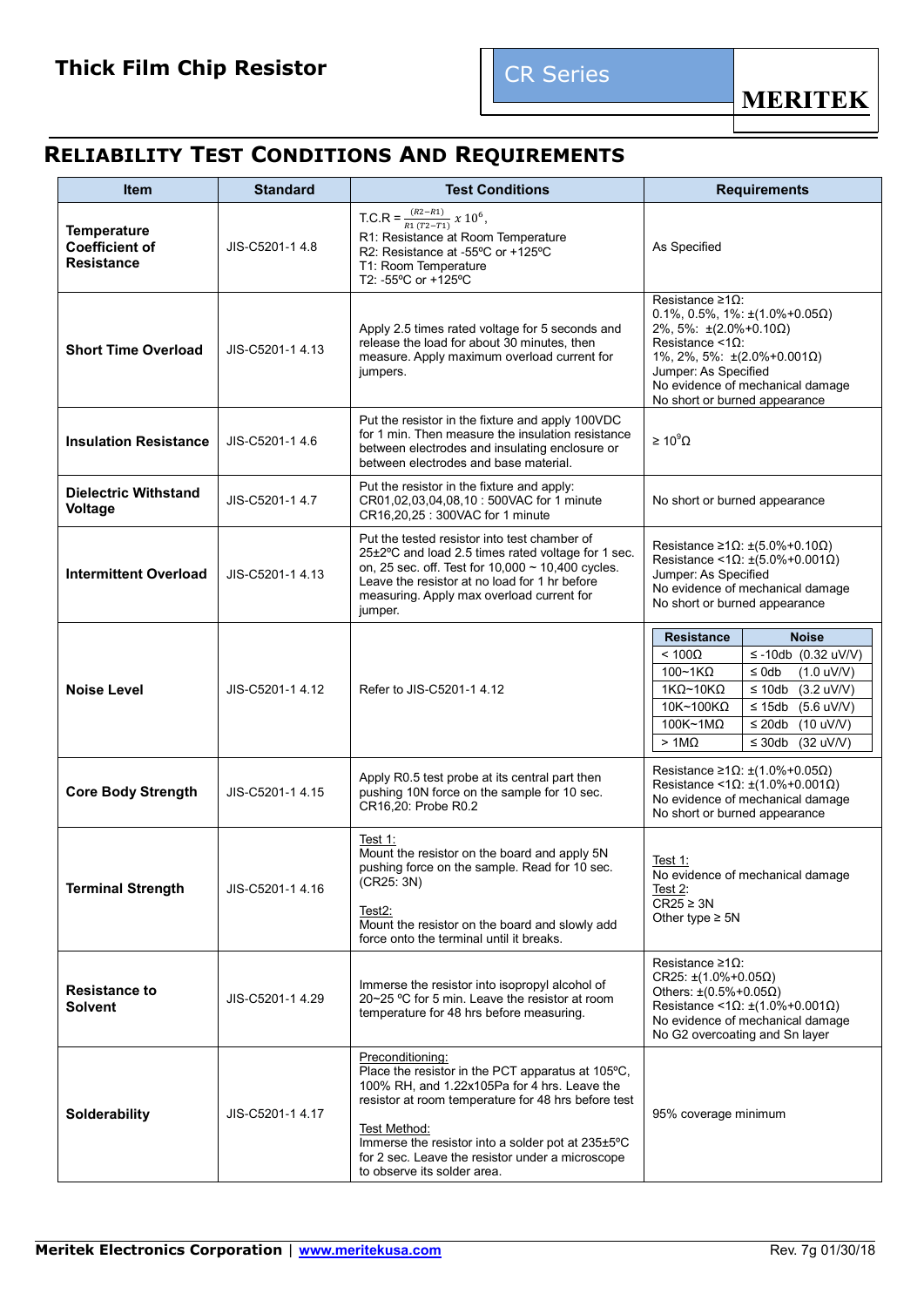# RELIABILITY TEST CONDITIONS AND REQUIREMENTS

| Item | Standard | Test Conditions | Requirements |
| --- | --- | --- | --- |
| **Temperature Coefficient of Resistance** | JIS-C5201-1 4.8 | T.C.R = $\frac{(R2-R1)}{R1\,(T2-T1)}\ x\ 10^6$,<br>R1: Resistance at Room Temperature<br>R2: Resistance at -55ºC or +125ºC<br>T1: Room Temperature<br>T2: -55ºC or +125ºC | As Specified |
| **Short Time Overload** | JIS-C5201-1 4.13 | Apply 2.5 times rated voltage for 5 seconds and release the load for about 30 minutes, then measure. Apply maximum overload current for jumpers. | Resistance ≥1Ω:<br>0.1%, 0.5%, 1%: ±(1.0%+0.05Ω)<br>2%, 5%: ±(2.0%+0.10Ω)<br>Resistance <1Ω:<br>1%, 2%, 5%: ±(2.0%+0.001Ω)<br>Jumper: As Specified<br>No evidence of mechanical damage<br>No short or burned appearance |
| **Insulation Resistance** | JIS-C5201-1 4.6 | Put the resistor in the fixture and apply 100VDC for 1 min. Then measure the insulation resistance between electrodes and insulating enclosure or between electrodes and base material. | ≥ $10^9$Ω |
| **Dielectric Withstand Voltage** | JIS-C5201-1 4.7 | Put the resistor in the fixture and apply:<br>CR01,02,03,04,08,10 : 500VAC for 1 minute<br>CR16,20,25 : 300VAC for 1 minute | No short or burned appearance |
| **Intermittent Overload** | JIS-C5201-1 4.13 | Put the tested resistor into test chamber of 25±2ºC and load 2.5 times rated voltage for 1 sec. on, 25 sec. off. Test for 10,000 ~ 10,400 cycles. Leave the resistor at no load for 1 hr before measuring. Apply max overload current for jumper. | Resistance ≥1Ω: ±(5.0%+0.10Ω)<br>Resistance <1Ω: ±(5.0%+0.001Ω)<br>Jumper: As Specified<br>No evidence of mechanical damage<br>No short or burned appearance |
| **Noise Level** | JIS-C5201-1 4.12 | Refer to JIS-C5201-1 4.12 | **Resistance** / **Noise**<br>< 100Ω: ≤ -10db (0.32 uV/V)<br>100~1KΩ: ≤ 0db (1.0 uV/V)<br>1KΩ~10KΩ: ≤ 10db (3.2 uV/V)<br>10K~100KΩ: ≤ 15db (5.6 uV/V)<br>100K~1MΩ: ≤ 20db (10 uV/V)<br>> 1MΩ: ≤ 30db (32 uV/V) |
| **Core Body Strength** | JIS-C5201-1 4.15 | Apply R0.5 test probe at its central part then pushing 10N force on the sample for 10 sec.<br>CR16,20: Probe R0.2 | Resistance ≥1Ω: ±(1.0%+0.05Ω)<br>Resistance <1Ω: ±(1.0%+0.001Ω)<br>No evidence of mechanical damage<br>No short or burned appearance |
| **Terminal Strength** | JIS-C5201-1 4.16 | Test 1:<br>Mount the resistor on the board and apply 5N pushing force on the sample. Read for 10 sec. (CR25: 3N)<br>Test2:<br>Mount the resistor on the board and slowly add force onto the terminal until it breaks. | Test 1:<br>No evidence of mechanical damage<br>Test 2:<br>CR25 ≥ 3N<br>Other type ≥ 5N |
| **Resistance to Solvent** | JIS-C5201-1 4.29 | Immerse the resistor into isopropyl alcohol of 20~25 ºC for 5 min. Leave the resistor at room temperature for 48 hrs before measuring. | Resistance ≥1Ω:<br>CR25: ±(1.0%+0.05Ω)<br>Others: ±(0.5%+0.05Ω)<br>Resistance <1Ω: ±(1.0%+0.001Ω)<br>No evidence of mechanical damage<br>No G2 overcoating and Sn layer |
| **Solderability** | JIS-C5201-1 4.17 | Preconditioning:<br>Place the resistor in the PCT apparatus at 105ºC, 100% RH, and 1.22x105Pa for 4 hrs. Leave the resistor at room temperature for 48 hrs before test<br>Test Method:<br>Immerse the resistor into a solder pot at 235±5ºC for 2 sec. Leave the resistor under a microscope to observe its solder area. | 95% coverage minimum |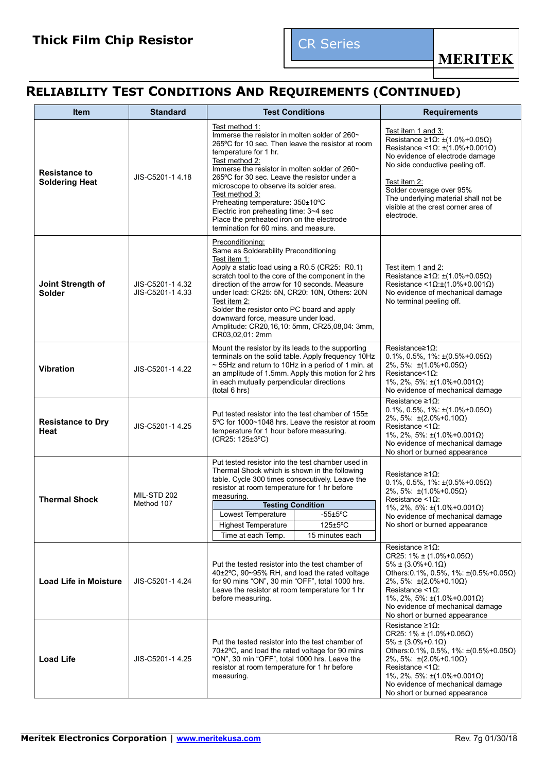# Thick Film Chip Resistor

CR Series

MERITEK

## RELIABILITY TEST CONDITIONS AND REQUIREMENTS (CONTINUED)

| Item | Standard | Test Conditions | Requirements |
|---|---|---|---|
| **Resistance to Soldering Heat** | JIS-C5201-1 4.18 | Test method 1:<br>Immerse the resistor in molten solder of 260~ 265ºC for 10 sec. Then leave the resistor at room temperature for 1 hr.<br>Test method 2:<br>Immerse the resistor in molten solder of 260~ 265ºC for 30 sec. Leave the resistor under a microscope to observe its solder area.<br>Test method 3:<br>Preheating temperature: 350±10ºC<br>Electric iron preheating time: 3~4 sec<br>Place the preheated iron on the electrode termination for 60 mins. and measure. | Test item 1 and 3:<br>Resistance ≥1Ω: ±(1.0%+0.05Ω)<br>Resistance <1Ω: ±(1.0%+0.001Ω)<br>No evidence of electrode damage<br>No side conductive peeling off.<br><br>Test item 2:<br>Solder coverage over 95%<br>The underlying material shall not be visible at the crest corner area of electrode. |
| **Joint Strength of Solder** | JIS-C5201-1 4.32<br>JIS-C5201-1 4.33 | Preconditioning:<br>Same as Solderability Preconditioning<br>Test item 1:<br>Apply a static load using a R0.5 (CR25: R0.1) scratch tool to the core of the component in the direction of the arrow for 10 seconds. Measure under load: CR25: 5N, CR20: 10N, Others: 20N<br>Test item 2:<br>Solder the resistor onto PC board and apply downward force, measure under load.<br>Amplitude: CR20,16,10: 5mm, CR25,08,04: 3mm, CR03,02,01: 2mm | Test item 1 and 2:<br>Resistance ≥1Ω: ±(1.0%+0.05Ω)<br>Resistance <1Ω:±(1.0%+0.001Ω)<br>No evidence of mechanical damage<br>No terminal peeling off. |
| **Vibration** | JIS-C5201-1 4.22 | Mount the resistor by its leads to the supporting terminals on the solid table. Apply frequency 10Hz ~ 55Hz and return to 10Hz in a period of 1 min. at an amplitude of 1.5mm. Apply this motion for 2 hrs in each mutually perpendicular directions (total 6 hrs) | Resistance≥1Ω:<br>0.1%, 0.5%, 1%: ±(0.5%+0.05Ω)<br>2%, 5%: ±(1.0%+0.05Ω)<br>Resistance<1Ω:<br>1%, 2%, 5%: ±(1.0%+0.001Ω)<br>No evidence of mechanical damage |
| **Resistance to Dry Heat** | JIS-C5201-1 4.25 | Put tested resistor into the test chamber of 155± 5ºC for 1000~1048 hrs. Leave the resistor at room temperature for 1 hour before measuring. (CR25: 125±3ºC) | Resistance ≥1Ω:<br>0.1%, 0.5%, 1%: ±(1.0%+0.05Ω)<br>2%, 5%: ±(2.0%+0.10Ω)<br>Resistance <1Ω:<br>1%, 2%, 5%: ±(1.0%+0.001Ω)<br>No evidence of mechanical damage<br>No short or burned appearance |
| **Thermal Shock** | MIL-STD 202 Method 107 | Put tested resistor into the test chamber used in Thermal Shock which is shown in the following table. Cycle 300 times consecutively. Leave the resistor at room temperature for 1 hr before measuring.<br>**Testing Condition**<br>Lowest Temperature: -55±5ºC<br>Highest Temperature: 125±5ºC<br>Time at each Temp.: 15 minutes each | Resistance ≥1Ω:<br>0.1%, 0.5%, 1%: ±(0.5%+0.05Ω)<br>2%, 5%: ±(1.0%+0.05Ω)<br>Resistance <1Ω:<br>1%, 2%, 5%: ±(1.0%+0.001Ω)<br>No evidence of mechanical damage<br>No short or burned appearance |
| **Load Life in Moisture** | JIS-C5201-1 4.24 | Put the tested resistor into the test chamber of 40±2ºC, 90~95% RH, and load the rated voltage for 90 mins "ON", 30 min "OFF", total 1000 hrs. Leave the resistor at room temperature for 1 hr before measuring. | Resistance ≥1Ω:<br>CR25: 1% ± (1.0%+0.05Ω)<br>5% ± (3.0%+0.1Ω)<br>Others:0.1%, 0.5%, 1%: ±(0.5%+0.05Ω)<br>2%, 5%: ±(2.0%+0.10Ω)<br>Resistance <1Ω:<br>1%, 2%, 5%: ±(1.0%+0.001Ω)<br>No evidence of mechanical damage<br>No short or burned appearance |
| **Load Life** | JIS-C5201-1 4.25 | Put the tested resistor into the test chamber of 70±2ºC, and load the rated voltage for 90 mins "ON", 30 min "OFF", total 1000 hrs. Leave the resistor at room temperature for 1 hr before measuring. | Resistance ≥1Ω:<br>CR25: 1% ± (1.0%+0.05Ω)<br>5% ± (3.0%+0.1Ω)<br>Others:0.1%, 0.5%, 1%: ±(0.5%+0.05Ω)<br>2%, 5%: ±(2.0%+0.10Ω)<br>Resistance <1Ω:<br>1%, 2%, 5%: ±(1.0%+0.001Ω)<br>No evidence of mechanical damage<br>No short or burned appearance |

**Meritek Electronics Corporation** | www.meritekusa.com Rev. 7g 01/30/18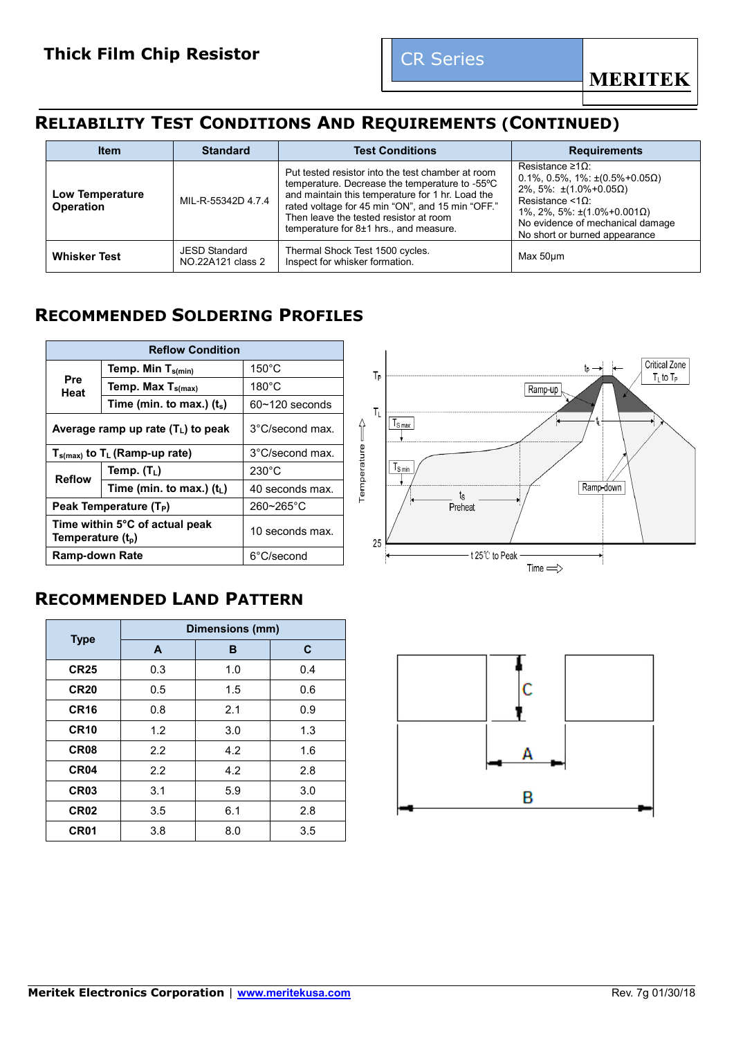## RELIABILITY TEST CONDITIONS AND REQUIREMENTS (CONTINUED)

| Item | Standard | Test Conditions | Requirements |
|---|---|---|---|
| **Low Temperature Operation** | MIL-R-55342D 4.7.4 | Put tested resistor into the test chamber at room temperature. Decrease the temperature to -55ºC and maintain this temperature for 1 hr. Load the rated voltage for 45 min "ON", and 15 min "OFF." Then leave the tested resistor at room temperature for 8±1 hrs., and measure. | Resistance ≥1Ω:<br>0.1%, 0.5%, 1%: ±(0.5%+0.05Ω)<br>2%, 5%: ±(1.0%+0.05Ω)<br>Resistance <1Ω:<br>1%, 2%, 5%: ±(1.0%+0.001Ω)<br>No evidence of mechanical damage<br>No short or burned appearance |
| **Whisker Test** | JESD Standard NO.22A121 class 2 | Thermal Shock Test 1500 cycles.<br>Inspect for whisker formation. | Max 50μm |

## RECOMMENDED SOLDERING PROFILES

| Reflow Condition | | |
|---|---|---|
| **Pre Heat** | **Temp. Min $T_{s(min)}$** | 150°C |
| | **Temp. Max $T_{s(max)}$** | 180°C |
| | **Time (min. to max.) ($t_s$)** | 60~120 seconds |
| **Average ramp up rate ($T_L$) to peak** | | 3°C/second max. |
| **$T_{s(max)}$ to $T_L$ (Ramp-up rate)** | | 3°C/second max. |
| **Reflow** | **Temp. ($T_L$)** | 230°C |
| | **Time (min. to max.) ($t_L$)** | 40 seconds max. |
| **Peak Temperature ($T_P$)** | | 260~265°C |
| **Time within 5°C of actual peak Temperature ($t_p$)** | | 10 seconds max. |
| **Ramp-down Rate** | | 6°C/second |

## RECOMMENDED LAND PATTERN

| Type | Dimensions (mm) | | |
|---|---|---|---|
| | **A** | **B** | **C** |
| **CR25** | 0.3 | 1.0 | 0.4 |
| **CR20** | 0.5 | 1.5 | 0.6 |
| **CR16** | 0.8 | 2.1 | 0.9 |
| **CR10** | 1.2 | 3.0 | 1.3 |
| **CR08** | 2.2 | 4.2 | 1.6 |
| **CR04** | 2.2 | 4.2 | 2.8 |
| **CR03** | 3.1 | 5.9 | 3.0 |
| **CR02** | 3.5 | 6.1 | 2.8 |
| **CR01** | 3.8 | 8.0 | 3.5 |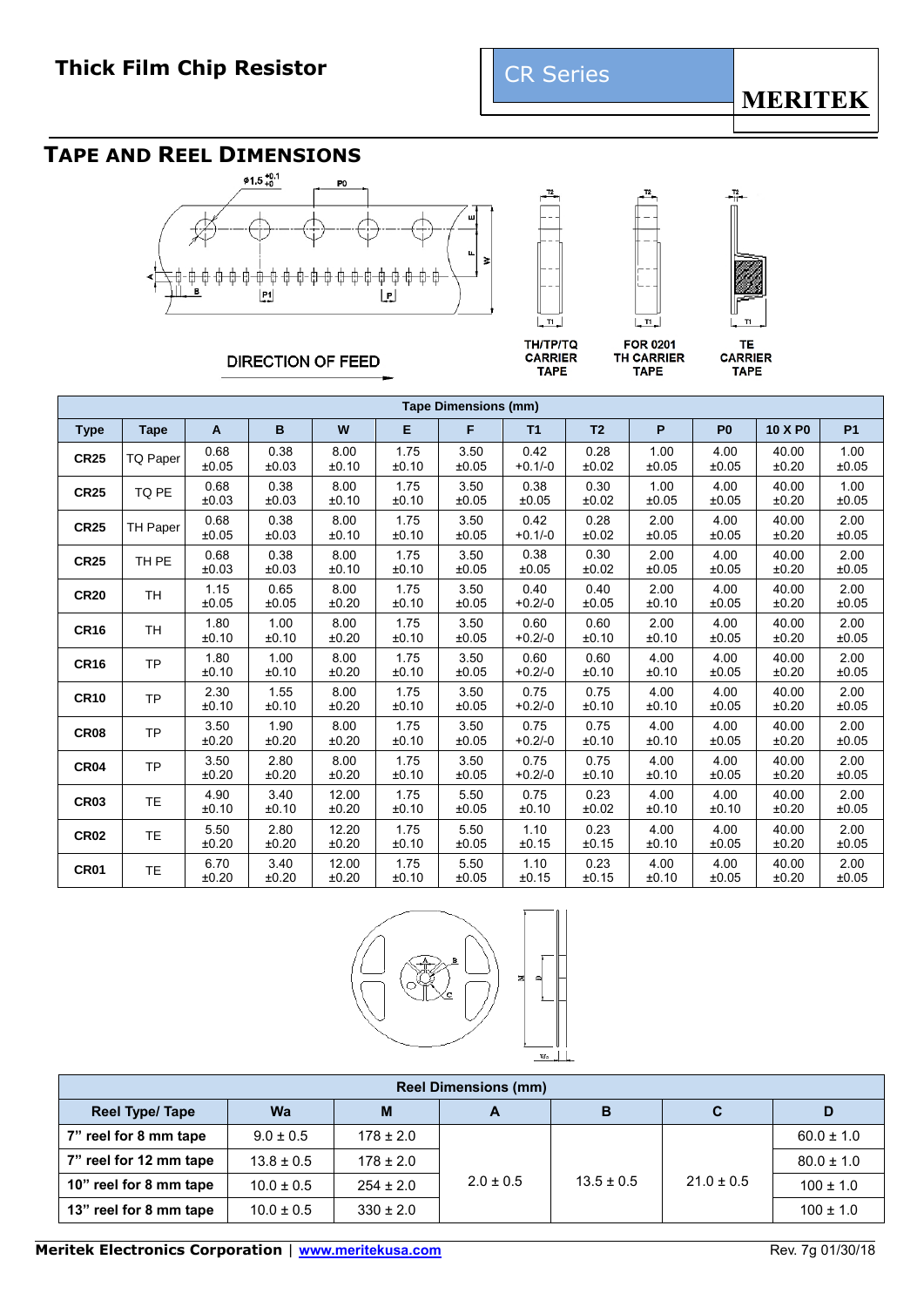# TAPE AND REEL DIMENSIONS

DIRECTION OF FEED

TH/TP/TQ CARRIER TAPE

FOR 0201 TH CARRIER TAPE

TE CARRIER TAPE

| Tape Dimensions (mm) | | | | | | | | | | | | |
|---|---|---|---|---|---|---|---|---|---|---|---|---|
| Type | Tape | A | B | W | E | F | T1 | T2 | P | P0 | 10 X P0 | P1 |
| CR25 | TQ Paper | 0.68 ±0.05 | 0.38 ±0.03 | 8.00 ±0.10 | 1.75 ±0.10 | 3.50 ±0.05 | 0.42 +0.1/-0 | 0.28 ±0.02 | 1.00 ±0.05 | 4.00 ±0.05 | 40.00 ±0.20 | 1.00 ±0.05 |
| CR25 | TQ PE | 0.68 ±0.03 | 0.38 ±0.03 | 8.00 ±0.10 | 1.75 ±0.10 | 3.50 ±0.05 | 0.38 ±0.05 | 0.30 ±0.02 | 1.00 ±0.05 | 4.00 ±0.05 | 40.00 ±0.20 | 1.00 ±0.05 |
| CR25 | TH Paper | 0.68 ±0.05 | 0.38 ±0.03 | 8.00 ±0.10 | 1.75 ±0.10 | 3.50 ±0.05 | 0.42 +0.1/-0 | 0.28 ±0.02 | 2.00 ±0.05 | 4.00 ±0.05 | 40.00 ±0.20 | 2.00 ±0.05 |
| CR25 | TH PE | 0.68 ±0.03 | 0.38 ±0.03 | 8.00 ±0.10 | 1.75 ±0.10 | 3.50 ±0.05 | 0.38 ±0.05 | 0.30 ±0.02 | 2.00 ±0.05 | 4.00 ±0.05 | 40.00 ±0.20 | 2.00 ±0.05 |
| CR20 | TH | 1.15 ±0.05 | 0.65 ±0.05 | 8.00 ±0.20 | 1.75 ±0.10 | 3.50 ±0.05 | 0.40 +0.2/-0 | 0.40 ±0.05 | 2.00 ±0.10 | 4.00 ±0.05 | 40.00 ±0.20 | 2.00 ±0.05 |
| CR16 | TH | 1.80 ±0.10 | 1.00 ±0.10 | 8.00 ±0.20 | 1.75 ±0.10 | 3.50 ±0.05 | 0.60 +0.2/-0 | 0.60 ±0.10 | 2.00 ±0.10 | 4.00 ±0.05 | 40.00 ±0.20 | 2.00 ±0.05 |
| CR16 | TP | 1.80 ±0.10 | 1.00 ±0.10 | 8.00 ±0.20 | 1.75 ±0.10 | 3.50 ±0.05 | 0.60 +0.2/-0 | 0.60 ±0.10 | 4.00 ±0.10 | 4.00 ±0.05 | 40.00 ±0.20 | 2.00 ±0.05 |
| CR10 | TP | 2.30 ±0.10 | 1.55 ±0.10 | 8.00 ±0.20 | 1.75 ±0.10 | 3.50 ±0.05 | 0.75 +0.2/-0 | 0.75 ±0.10 | 4.00 ±0.10 | 4.00 ±0.05 | 40.00 ±0.20 | 2.00 ±0.05 |
| CR08 | TP | 3.50 ±0.20 | 1.90 ±0.20 | 8.00 ±0.20 | 1.75 ±0.10 | 3.50 ±0.05 | 0.75 +0.2/-0 | 0.75 ±0.10 | 4.00 ±0.10 | 4.00 ±0.05 | 40.00 ±0.20 | 2.00 ±0.05 |
| CR04 | TP | 3.50 ±0.20 | 2.80 ±0.20 | 8.00 ±0.20 | 1.75 ±0.10 | 3.50 ±0.05 | 0.75 +0.2/-0 | 0.75 ±0.10 | 4.00 ±0.10 | 4.00 ±0.05 | 40.00 ±0.20 | 2.00 ±0.05 |
| CR03 | TE | 4.90 ±0.10 | 3.40 ±0.10 | 12.00 ±0.20 | 1.75 ±0.10 | 5.50 ±0.05 | 0.75 ±0.10 | 0.23 ±0.02 | 4.00 ±0.10 | 4.00 ±0.10 | 40.00 ±0.20 | 2.00 ±0.05 |
| CR02 | TE | 5.50 ±0.20 | 2.80 ±0.20 | 12.20 ±0.20 | 1.75 ±0.10 | 5.50 ±0.05 | 1.10 ±0.15 | 0.23 ±0.15 | 4.00 ±0.10 | 4.00 ±0.05 | 40.00 ±0.20 | 2.00 ±0.05 |
| CR01 | TE | 6.70 ±0.20 | 3.40 ±0.20 | 12.00 ±0.20 | 1.75 ±0.10 | 5.50 ±0.05 | 1.10 ±0.15 | 0.23 ±0.15 | 4.00 ±0.10 | 4.00 ±0.05 | 40.00 ±0.20 | 2.00 ±0.05 |

| Reel Dimensions (mm) | | | | | | |
|---|---|---|---|---|---|---|
| Reel Type/ Tape | Wa | M | A | B | C | D |
| 7" reel for 8 mm tape | 9.0 ± 0.5 | 178 ± 2.0 | 2.0 ± 0.5 | 13.5 ± 0.5 | 21.0 ± 0.5 | 60.0 ± 1.0 |
| 7" reel for 12 mm tape | 13.8 ± 0.5 | 178 ± 2.0 | 2.0 ± 0.5 | 13.5 ± 0.5 | 21.0 ± 0.5 | 80.0 ± 1.0 |
| 10" reel for 8 mm tape | 10.0 ± 0.5 | 254 ± 2.0 | 2.0 ± 0.5 | 13.5 ± 0.5 | 21.0 ± 0.5 | 100 ± 1.0 |
| 13" reel for 8 mm tape | 10.0 ± 0.5 | 330 ± 2.0 | 2.0 ± 0.5 | 13.5 ± 0.5 | 21.0 ± 0.5 | 100 ± 1.0 |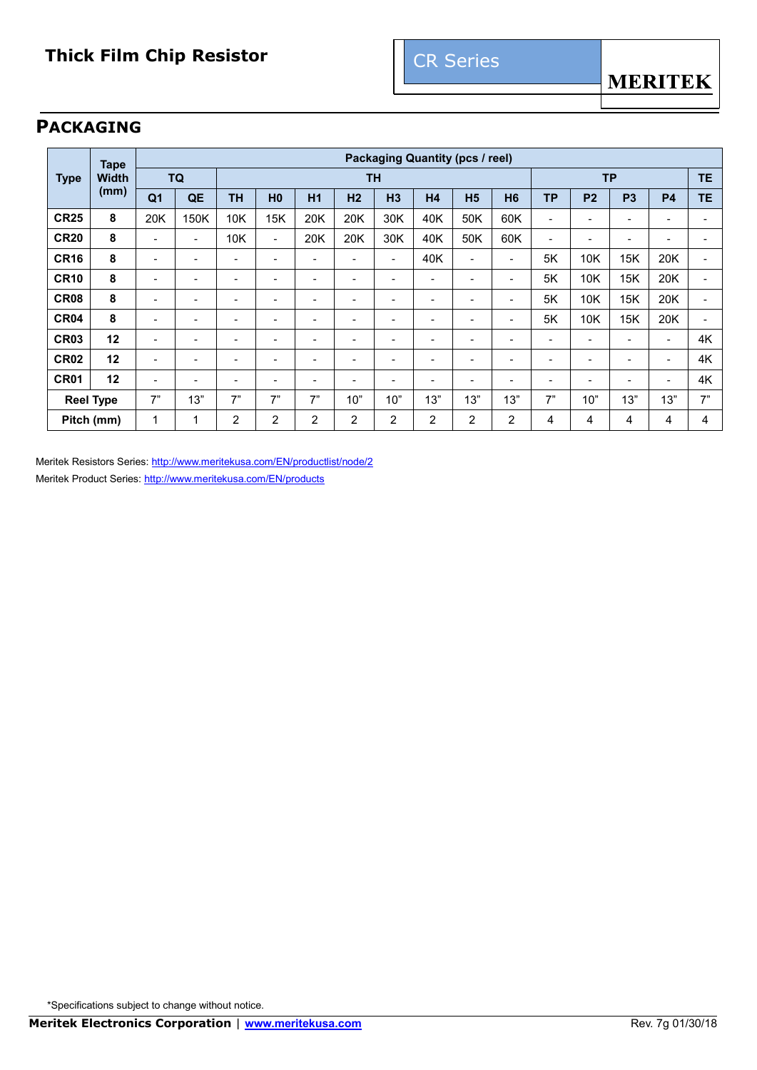# Thick Film Chip Resistor

CR Series

MERITEK

## PACKAGING

| Type | Tape Width (mm) | Packaging Quantity (pcs / reel) | | | | | | | | | | | | | | |
|---|---|---|---|---|---|---|---|---|---|---|---|---|---|---|---|---|
| | | TQ | | TH | | | | | | | | TP | | | | TE |
| | | Q1 | QE | TH | H0 | H1 | H2 | H3 | H4 | H5 | H6 | TP | P2 | P3 | P4 | TE |
| **CR25** | 8 | 20K | 150K | 10K | 15K | 20K | 20K | 30K | 40K | 50K | 60K | - | - | - | - | - |
| **CR20** | 8 | - | - | 10K | - | 20K | 20K | 30K | 40K | 50K | 60K | - | - | - | - | - |
| **CR16** | 8 | - | - | - | - | - | - | - | 40K | - | - | 5K | 10K | 15K | 20K | - |
| **CR10** | 8 | - | - | - | - | - | - | - | - | - | - | 5K | 10K | 15K | 20K | - |
| **CR08** | 8 | - | - | - | - | - | - | - | - | - | - | 5K | 10K | 15K | 20K | - |
| **CR04** | 8 | - | - | - | - | - | - | - | - | - | - | 5K | 10K | 15K | 20K | - |
| **CR03** | 12 | - | - | - | - | - | - | - | - | - | - | - | - | - | - | 4K |
| **CR02** | 12 | - | - | - | - | - | - | - | - | - | - | - | - | - | - | 4K |
| **CR01** | 12 | - | - | - | - | - | - | - | - | - | - | - | - | - | - | 4K |
| **Reel Type** | | 7" | 13" | 7" | 7" | 7" | 10" | 10" | 13" | 13" | 13" | 7" | 10" | 13" | 13" | 7" |
| **Pitch (mm)** | | 1 | 1 | 2 | 2 | 2 | 2 | 2 | 2 | 2 | 2 | 4 | 4 | 4 | 4 | 4 |

Meritek Resistors Series: http://www.meritekusa.com/EN/productlist/node/2

Meritek Product Series: http://www.meritekusa.com/EN/products

*Specifications subject to change without notice.

**Meritek Electronics Corporation** | **www.meritekusa.com** Rev. 7g 01/30/18